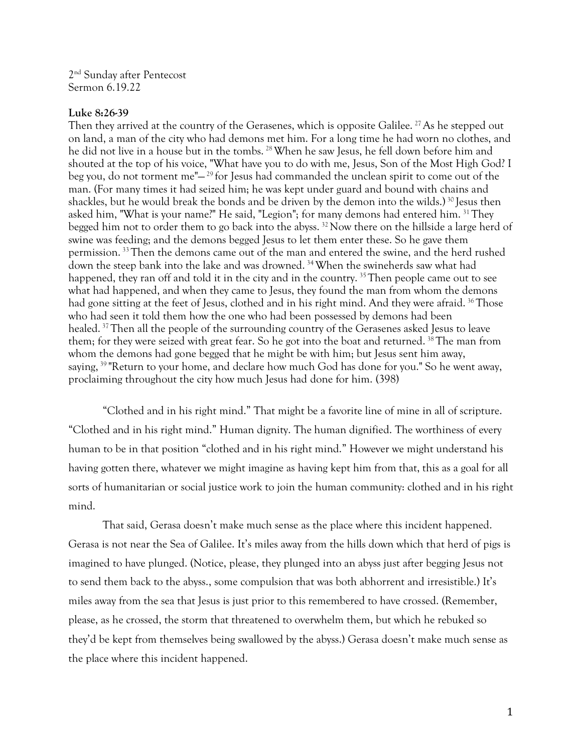2nd Sunday after Pentecost
Sermon 6.19.22

**Luke 8:26-39**

Then they arrived at the country of the Gerasenes, which is opposite Galilee. [27] As he stepped out on land, a man of the city who had demons met him. For a long time he had worn no clothes, and he did not live in a house but in the tombs. [28] When he saw Jesus, he fell down before him and shouted at the top of his voice, "What have you to do with me, Jesus, Son of the Most High God? I beg you, do not torment me"— [29] for Jesus had commanded the unclean spirit to come out of the man. (For many times it had seized him; he was kept under guard and bound with chains and shackles, but he would break the bonds and be driven by the demon into the wilds.) [30] Jesus then asked him, "What is your name?" He said, "Legion"; for many demons had entered him. [31] They begged him not to order them to go back into the abyss. [32] Now there on the hillside a large herd of swine was feeding; and the demons begged Jesus to let them enter these. So he gave them permission. [33] Then the demons came out of the man and entered the swine, and the herd rushed down the steep bank into the lake and was drowned. [34] When the swineherds saw what had happened, they ran off and told it in the city and in the country. [35] Then people came out to see what had happened, and when they came to Jesus, they found the man from whom the demons had gone sitting at the feet of Jesus, clothed and in his right mind. And they were afraid. [36] Those who had seen it told them how the one who had been possessed by demons had been healed. [37] Then all the people of the surrounding country of the Gerasenes asked Jesus to leave them; for they were seized with great fear. So he got into the boat and returned. [38] The man from whom the demons had gone begged that he might be with him; but Jesus sent him away, saying, [39] "Return to your home, and declare how much God has done for you." So he went away, proclaiming throughout the city how much Jesus had done for him. (398)

"Clothed and in his right mind." That might be a favorite line of mine in all of scripture. "Clothed and in his right mind." Human dignity. The human dignified. The worthiness of every human to be in that position "clothed and in his right mind." However we might understand his having gotten there, whatever we might imagine as having kept him from that, this as a goal for all sorts of humanitarian or social justice work to join the human community: clothed and in his right mind.

That said, Gerasa doesn't make much sense as the place where this incident happened. Gerasa is not near the Sea of Galilee. It's miles away from the hills down which that herd of pigs is imagined to have plunged. (Notice, please, they plunged into an abyss just after begging Jesus not to send them back to the abyss., some compulsion that was both abhorrent and irresistible.) It's miles away from the sea that Jesus is just prior to this remembered to have crossed. (Remember, please, as he crossed, the storm that threatened to overwhelm them, but which he rebuked so they'd be kept from themselves being swallowed by the abyss.) Gerasa doesn't make much sense as the place where this incident happened.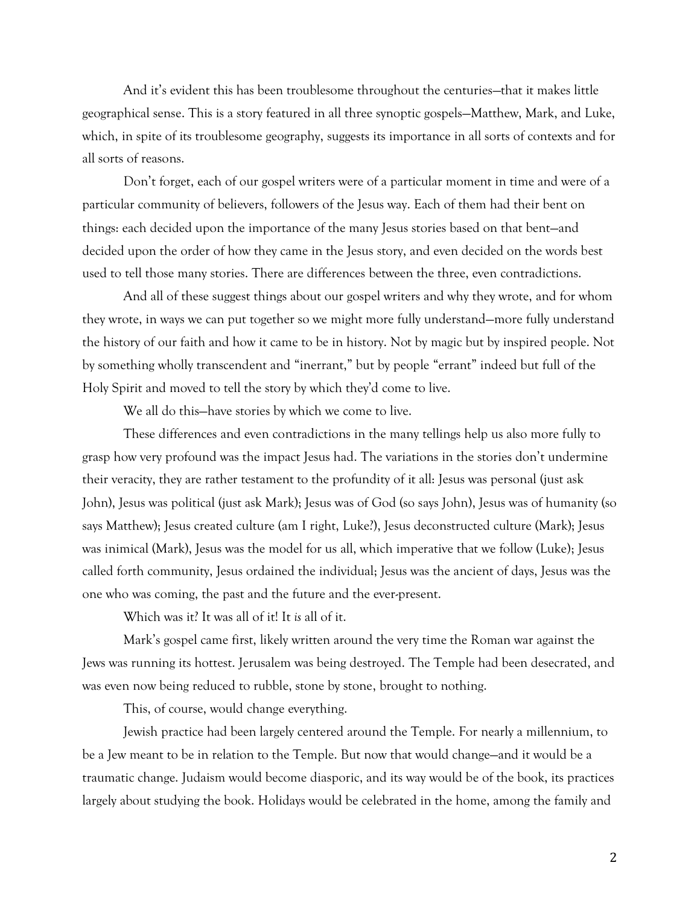And it's evident this has been troublesome throughout the centuries—that it makes little geographical sense. This is a story featured in all three synoptic gospels—Matthew, Mark, and Luke, which, in spite of its troublesome geography, suggests its importance in all sorts of contexts and for all sorts of reasons.

Don't forget, each of our gospel writers were of a particular moment in time and were of a particular community of believers, followers of the Jesus way. Each of them had their bent on things: each decided upon the importance of the many Jesus stories based on that bent—and decided upon the order of how they came in the Jesus story, and even decided on the words best used to tell those many stories. There are differences between the three, even contradictions.

And all of these suggest things about our gospel writers and why they wrote, and for whom they wrote, in ways we can put together so we might more fully understand—more fully understand the history of our faith and how it came to be in history. Not by magic but by inspired people. Not by something wholly transcendent and "inerrant," but by people "errant" indeed but full of the Holy Spirit and moved to tell the story by which they'd come to live.

We all do this—have stories by which we come to live.

These differences and even contradictions in the many tellings help us also more fully to grasp how very profound was the impact Jesus had. The variations in the stories don't undermine their veracity, they are rather testament to the profundity of it all: Jesus was personal (just ask John), Jesus was political (just ask Mark); Jesus was of God (so says John), Jesus was of humanity (so says Matthew); Jesus created culture (am I right, Luke?), Jesus deconstructed culture (Mark); Jesus was inimical (Mark), Jesus was the model for us all, which imperative that we follow (Luke); Jesus called forth community, Jesus ordained the individual; Jesus was the ancient of days, Jesus was the one who was coming, the past and the future and the ever-present.

Which was it? It was all of it! It *is* all of it.

Mark's gospel came first, likely written around the very time the Roman war against the Jews was running its hottest. Jerusalem was being destroyed. The Temple had been desecrated, and was even now being reduced to rubble, stone by stone, brought to nothing.

This, of course, would change everything.

Jewish practice had been largely centered around the Temple. For nearly a millennium, to be a Jew meant to be in relation to the Temple. But now that would change—and it would be a traumatic change. Judaism would become diasporic, and its way would be of the book, its practices largely about studying the book. Holidays would be celebrated in the home, among the family and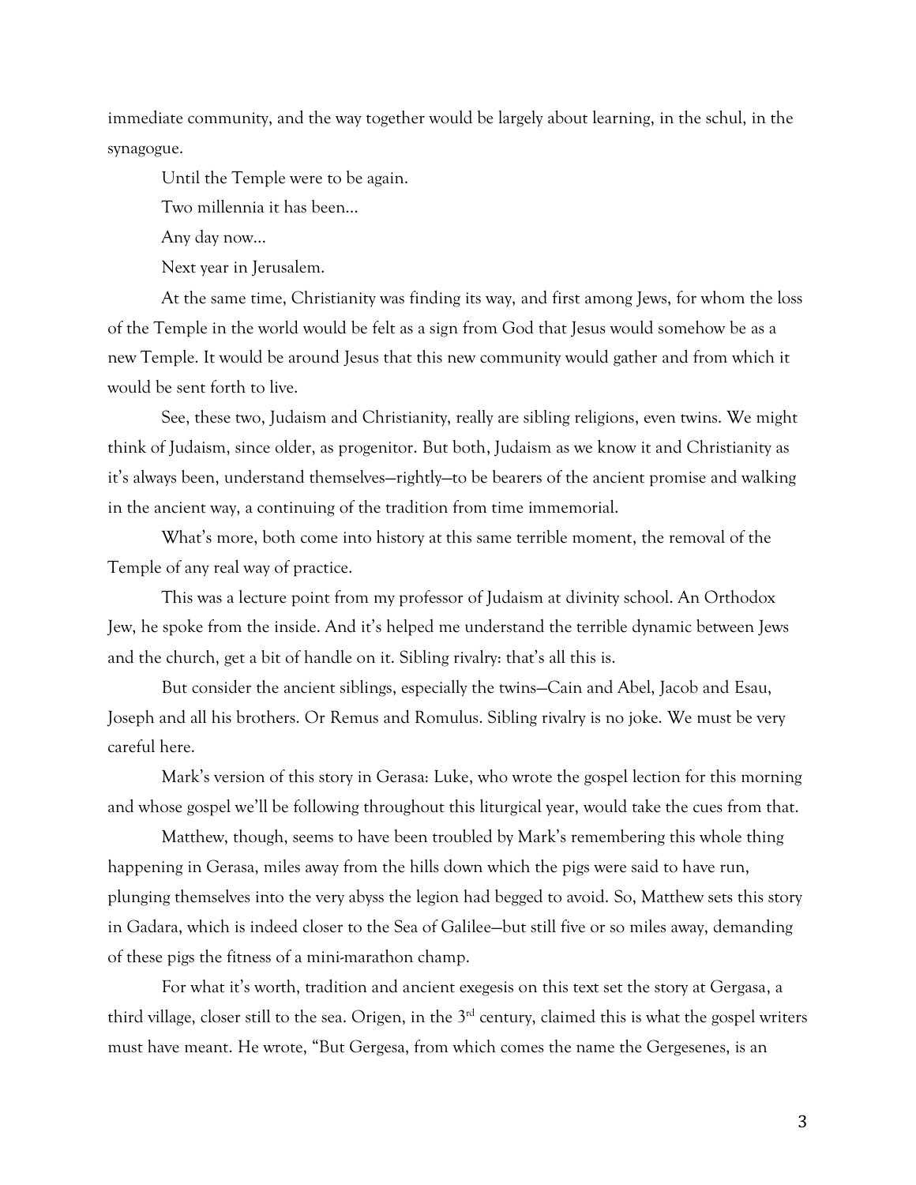immediate community, and the way together would be largely about learning, in the schul, in the synagogue.

Until the Temple were to be again.

Two millennia it has been…

Any day now…

Next year in Jerusalem.

At the same time, Christianity was finding its way, and first among Jews, for whom the loss of the Temple in the world would be felt as a sign from God that Jesus would somehow be as a new Temple. It would be around Jesus that this new community would gather and from which it would be sent forth to live.

See, these two, Judaism and Christianity, really are sibling religions, even twins. We might think of Judaism, since older, as progenitor. But both, Judaism as we know it and Christianity as it's always been, understand themselves—rightly—to be bearers of the ancient promise and walking in the ancient way, a continuing of the tradition from time immemorial.

What's more, both come into history at this same terrible moment, the removal of the Temple of any real way of practice.

This was a lecture point from my professor of Judaism at divinity school. An Orthodox Jew, he spoke from the inside. And it's helped me understand the terrible dynamic between Jews and the church, get a bit of handle on it. Sibling rivalry: that's all this is.

But consider the ancient siblings, especially the twins—Cain and Abel, Jacob and Esau, Joseph and all his brothers. Or Remus and Romulus. Sibling rivalry is no joke. We must be very careful here.

Mark's version of this story in Gerasa: Luke, who wrote the gospel lection for this morning and whose gospel we'll be following throughout this liturgical year, would take the cues from that.

Matthew, though, seems to have been troubled by Mark's remembering this whole thing happening in Gerasa, miles away from the hills down which the pigs were said to have run, plunging themselves into the very abyss the legion had begged to avoid. So, Matthew sets this story in Gadara, which is indeed closer to the Sea of Galilee—but still five or so miles away, demanding of these pigs the fitness of a mini-marathon champ.

For what it's worth, tradition and ancient exegesis on this text set the story at Gergasa, a third village, closer still to the sea. Origen, in the 3rd century, claimed this is what the gospel writers must have meant. He wrote, "But Gergesa, from which comes the name the Gergesenes, is an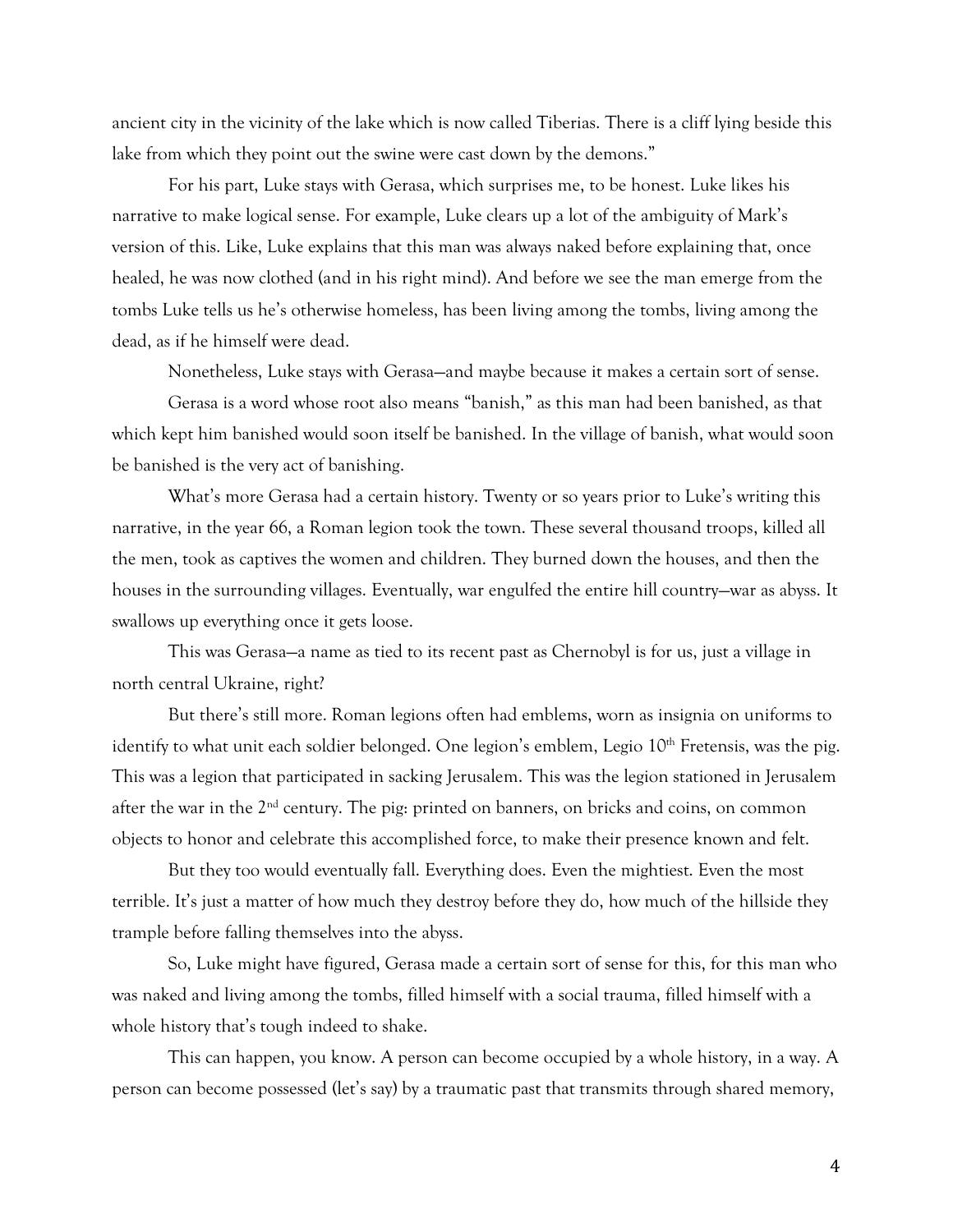ancient city in the vicinity of the lake which is now called Tiberias. There is a cliff lying beside this lake from which they point out the swine were cast down by the demons."

For his part, Luke stays with Gerasa, which surprises me, to be honest. Luke likes his narrative to make logical sense. For example, Luke clears up a lot of the ambiguity of Mark's version of this. Like, Luke explains that this man was always naked before explaining that, once healed, he was now clothed (and in his right mind). And before we see the man emerge from the tombs Luke tells us he's otherwise homeless, has been living among the tombs, living among the dead, as if he himself were dead.

Nonetheless, Luke stays with Gerasa—and maybe because it makes a certain sort of sense.

Gerasa is a word whose root also means "banish," as this man had been banished, as that which kept him banished would soon itself be banished. In the village of banish, what would soon be banished is the very act of banishing.

What's more Gerasa had a certain history. Twenty or so years prior to Luke's writing this narrative, in the year 66, a Roman legion took the town. These several thousand troops, killed all the men, took as captives the women and children. They burned down the houses, and then the houses in the surrounding villages. Eventually, war engulfed the entire hill country—war as abyss. It swallows up everything once it gets loose.

This was Gerasa—a name as tied to its recent past as Chernobyl is for us, just a village in north central Ukraine, right?

But there's still more. Roman legions often had emblems, worn as insignia on uniforms to identify to what unit each soldier belonged. One legion's emblem, Legio 10th Fretensis, was the pig. This was a legion that participated in sacking Jerusalem. This was the legion stationed in Jerusalem after the war in the 2nd century. The pig: printed on banners, on bricks and coins, on common objects to honor and celebrate this accomplished force, to make their presence known and felt.

But they too would eventually fall. Everything does. Even the mightiest. Even the most terrible. It's just a matter of how much they destroy before they do, how much of the hillside they trample before falling themselves into the abyss.

So, Luke might have figured, Gerasa made a certain sort of sense for this, for this man who was naked and living among the tombs, filled himself with a social trauma, filled himself with a whole history that's tough indeed to shake.

This can happen, you know. A person can become occupied by a whole history, in a way. A person can become possessed (let's say) by a traumatic past that transmits through shared memory,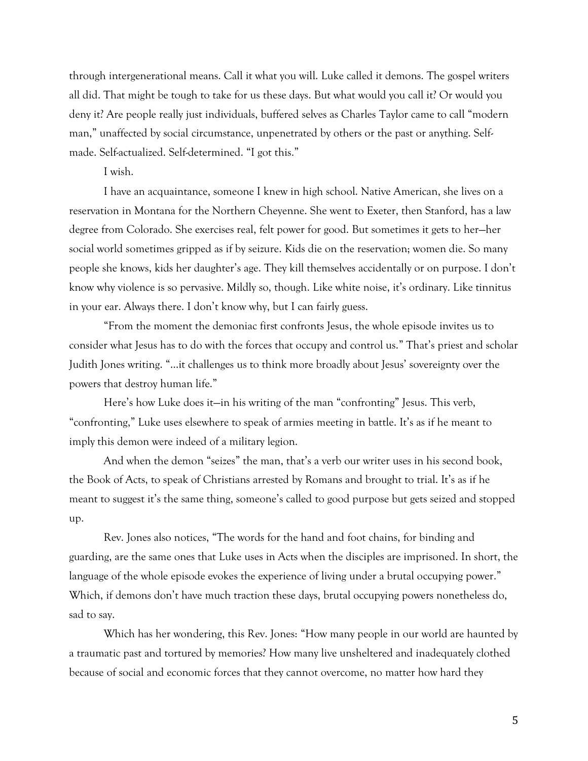through intergenerational means. Call it what you will. Luke called it demons. The gospel writers all did. That might be tough to take for us these days. But what would you call it? Or would you deny it? Are people really just individuals, buffered selves as Charles Taylor came to call "modern man," unaffected by social circumstance, unpenetrated by others or the past or anything. Self-made. Self-actualized. Self-determined. "I got this."

I wish.

I have an acquaintance, someone I knew in high school. Native American, she lives on a reservation in Montana for the Northern Cheyenne. She went to Exeter, then Stanford, has a law degree from Colorado. She exercises real, felt power for good. But sometimes it gets to her—her social world sometimes gripped as if by seizure. Kids die on the reservation; women die. So many people she knows, kids her daughter's age. They kill themselves accidentally or on purpose. I don't know why violence is so pervasive. Mildly so, though. Like white noise, it's ordinary. Like tinnitus in your ear. Always there. I don't know why, but I can fairly guess.

"From the moment the demoniac first confronts Jesus, the whole episode invites us to consider what Jesus has to do with the forces that occupy and control us." That's priest and scholar Judith Jones writing. "…it challenges us to think more broadly about Jesus' sovereignty over the powers that destroy human life."

Here's how Luke does it—in his writing of the man "confronting" Jesus. This verb, "confronting," Luke uses elsewhere to speak of armies meeting in battle. It's as if he meant to imply this demon were indeed of a military legion.

And when the demon "seizes" the man, that's a verb our writer uses in his second book, the Book of Acts, to speak of Christians arrested by Romans and brought to trial. It's as if he meant to suggest it's the same thing, someone's called to good purpose but gets seized and stopped up.

Rev. Jones also notices, "The words for the hand and foot chains, for binding and guarding, are the same ones that Luke uses in Acts when the disciples are imprisoned. In short, the language of the whole episode evokes the experience of living under a brutal occupying power." Which, if demons don't have much traction these days, brutal occupying powers nonetheless do, sad to say.

Which has her wondering, this Rev. Jones: "How many people in our world are haunted by a traumatic past and tortured by memories? How many live unsheltered and inadequately clothed because of social and economic forces that they cannot overcome, no matter how hard they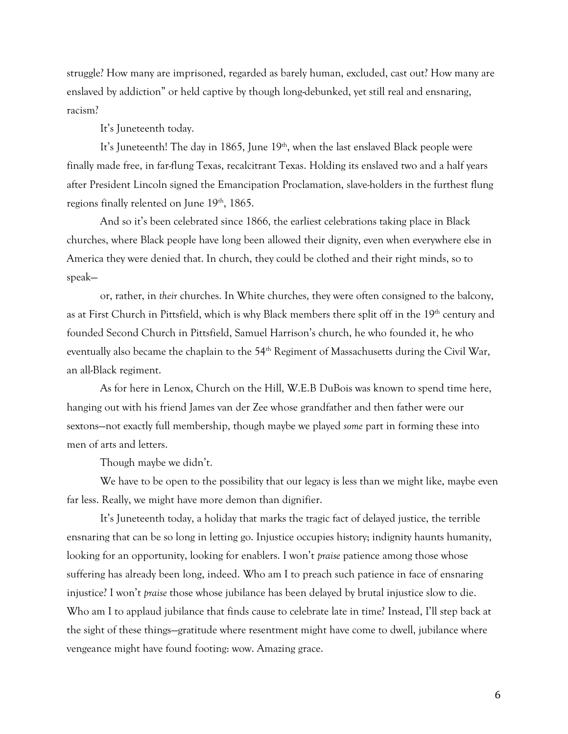struggle? How many are imprisoned, regarded as barely human, excluded, cast out? How many are enslaved by addiction" or held captive by though long-debunked, yet still real and ensnaring, racism?

It's Juneteenth today.

It's Juneteenth! The day in 1865, June 19th, when the last enslaved Black people were finally made free, in far-flung Texas, recalcitrant Texas. Holding its enslaved two and a half years after President Lincoln signed the Emancipation Proclamation, slave-holders in the furthest flung regions finally relented on June 19th, 1865.

And so it's been celebrated since 1866, the earliest celebrations taking place in Black churches, where Black people have long been allowed their dignity, even when everywhere else in America they were denied that. In church, they could be clothed and their right minds, so to speak—

or, rather, in *their* churches. In White churches, they were often consigned to the balcony, as at First Church in Pittsfield, which is why Black members there split off in the 19th century and founded Second Church in Pittsfield, Samuel Harrison's church, he who founded it, he who eventually also became the chaplain to the 54th Regiment of Massachusetts during the Civil War, an all-Black regiment.

As for here in Lenox, Church on the Hill, W.E.B DuBois was known to spend time here, hanging out with his friend James van der Zee whose grandfather and then father were our sextons—not exactly full membership, though maybe we played *some* part in forming these into men of arts and letters.

Though maybe we didn't.

We have to be open to the possibility that our legacy is less than we might like, maybe even far less. Really, we might have more demon than dignifier.

It's Juneteenth today, a holiday that marks the tragic fact of delayed justice, the terrible ensnaring that can be so long in letting go. Injustice occupies history; indignity haunts humanity, looking for an opportunity, looking for enablers. I won't *praise* patience among those whose suffering has already been long, indeed. Who am I to preach such patience in face of ensnaring injustice? I won't *praise* those whose jubilance has been delayed by brutal injustice slow to die. Who am I to applaud jubilance that finds cause to celebrate late in time? Instead, I'll step back at the sight of these things—gratitude where resentment might have come to dwell, jubilance where vengeance might have found footing: wow. Amazing grace.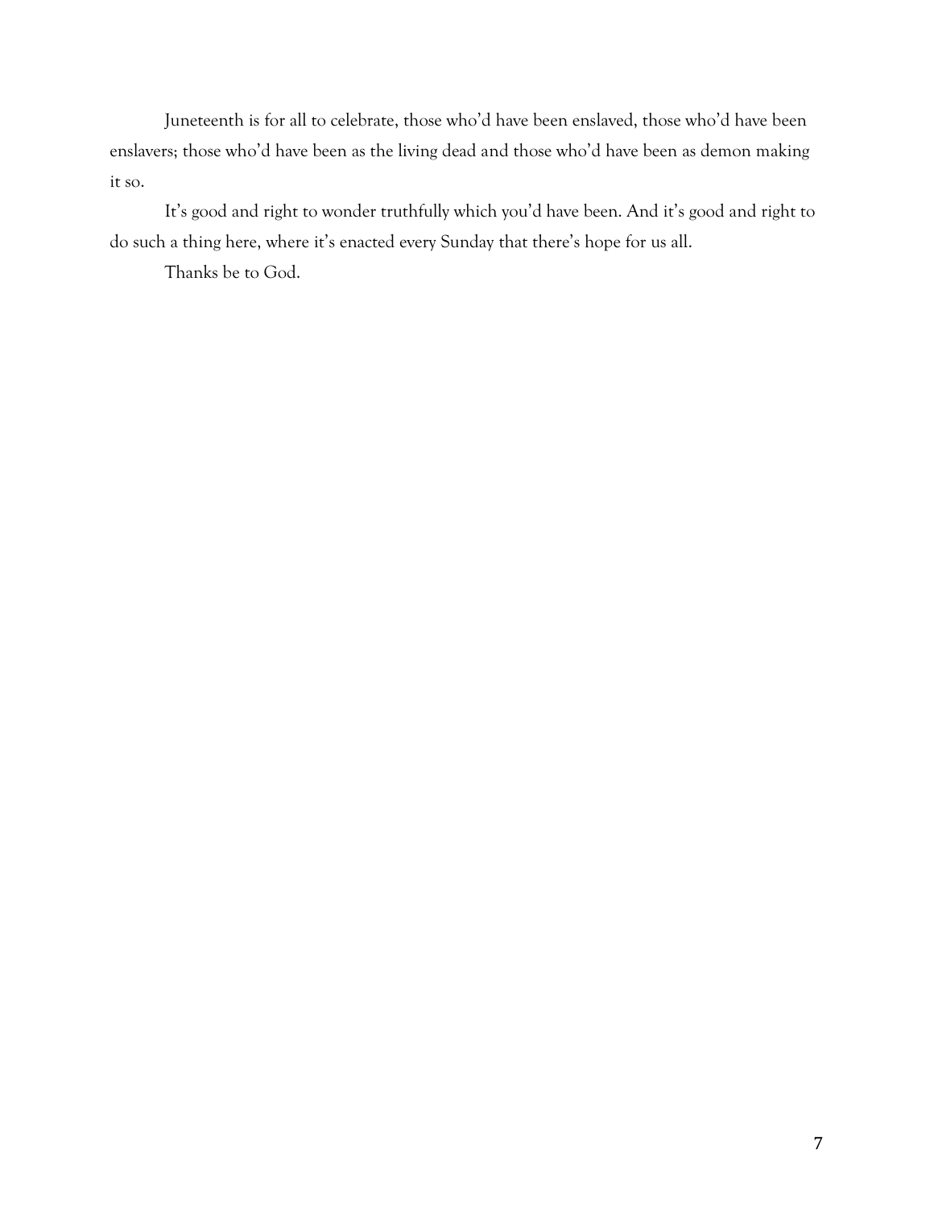Juneteenth is for all to celebrate, those who'd have been enslaved, those who'd have been enslavers; those who'd have been as the living dead and those who'd have been as demon making it so.

It's good and right to wonder truthfully which you'd have been. And it's good and right to do such a thing here, where it's enacted every Sunday that there's hope for us all.

Thanks be to God.